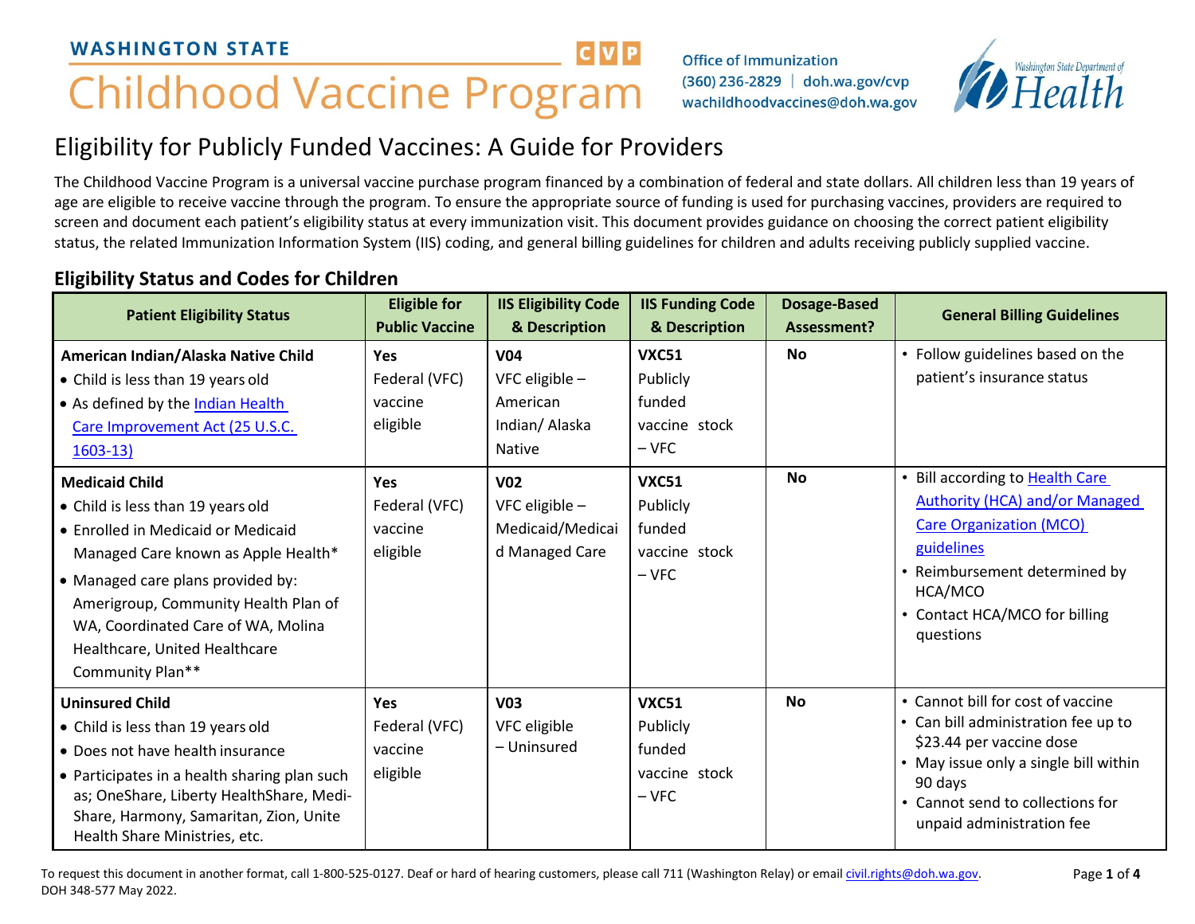# WASHINGTON STATE Childhood Vaccine Program

Office of Immunization
(360) 236-2829 | doh.wa.gov/cvp
wachildhoodvaccines@doh.wa.gov

## Eligibility for Publicly Funded Vaccines: A Guide for Providers

The Childhood Vaccine Program is a universal vaccine purchase program financed by a combination of federal and state dollars. All children less than 19 years of age are eligible to receive vaccine through the program. To ensure the appropriate source of funding is used for purchasing vaccines, providers are required to screen and document each patient's eligibility status at every immunization visit. This document provides guidance on choosing the correct patient eligibility status, the related Immunization Information System (IIS) coding, and general billing guidelines for children and adults receiving publicly supplied vaccine.

### Eligibility Status and Codes for Children

| Patient Eligibility Status | Eligible for Public Vaccine | IIS Eligibility Code & Description | IIS Funding Code & Description | Dosage-Based Assessment? | General Billing Guidelines |
|---|---|---|---|---|---|
| **American Indian/Alaska Native Child**<br>• Child is less than 19 years old<br>• As defined by the Indian Health Care Improvement Act (25 U.S.C. 1603-13) | **Yes**<br>Federal (VFC) vaccine eligible | **V04**<br>VFC eligible – American Indian/ Alaska Native | **VXC51**<br>Publicly funded vaccine stock – VFC | **No** | • Follow guidelines based on the patient's insurance status |
| **Medicaid Child**<br>• Child is less than 19 years old<br>• Enrolled in Medicaid or Medicaid Managed Care known as Apple Health*<br>• Managed care plans provided by: Amerigroup, Community Health Plan of WA, Coordinated Care of WA, Molina Healthcare, United Healthcare Community Plan** | **Yes**<br>Federal (VFC) vaccine eligible | **V02**<br>VFC eligible – Medicaid/Medicaid Managed Care | **VXC51**<br>Publicly funded vaccine stock – VFC | **No** | • Bill according to Health Care Authority (HCA) and/or Managed Care Organization (MCO) guidelines<br>• Reimbursement determined by HCA/MCO<br>• Contact HCA/MCO for billing questions |
| **Uninsured Child**<br>• Child is less than 19 years old<br>• Does not have health insurance<br>• Participates in a health sharing plan such as; OneShare, Liberty HealthShare, Medi-Share, Harmony, Samaritan, Zion, Unite Health Share Ministries, etc. | **Yes**<br>Federal (VFC) vaccine eligible | **V03**<br>VFC eligible – Uninsured | **VXC51**<br>Publicly funded vaccine stock – VFC | **No** | • Cannot bill for cost of vaccine<br>• Can bill administration fee up to $23.44 per vaccine dose<br>• May issue only a single bill within 90 days<br>• Cannot send to collections for unpaid administration fee |

To request this document in another format, call 1-800-525-0127. Deaf or hard of hearing customers, please call 711 (Washington Relay) or email civil.rights@doh.wa.gov.
DOH 348-577 May 2022.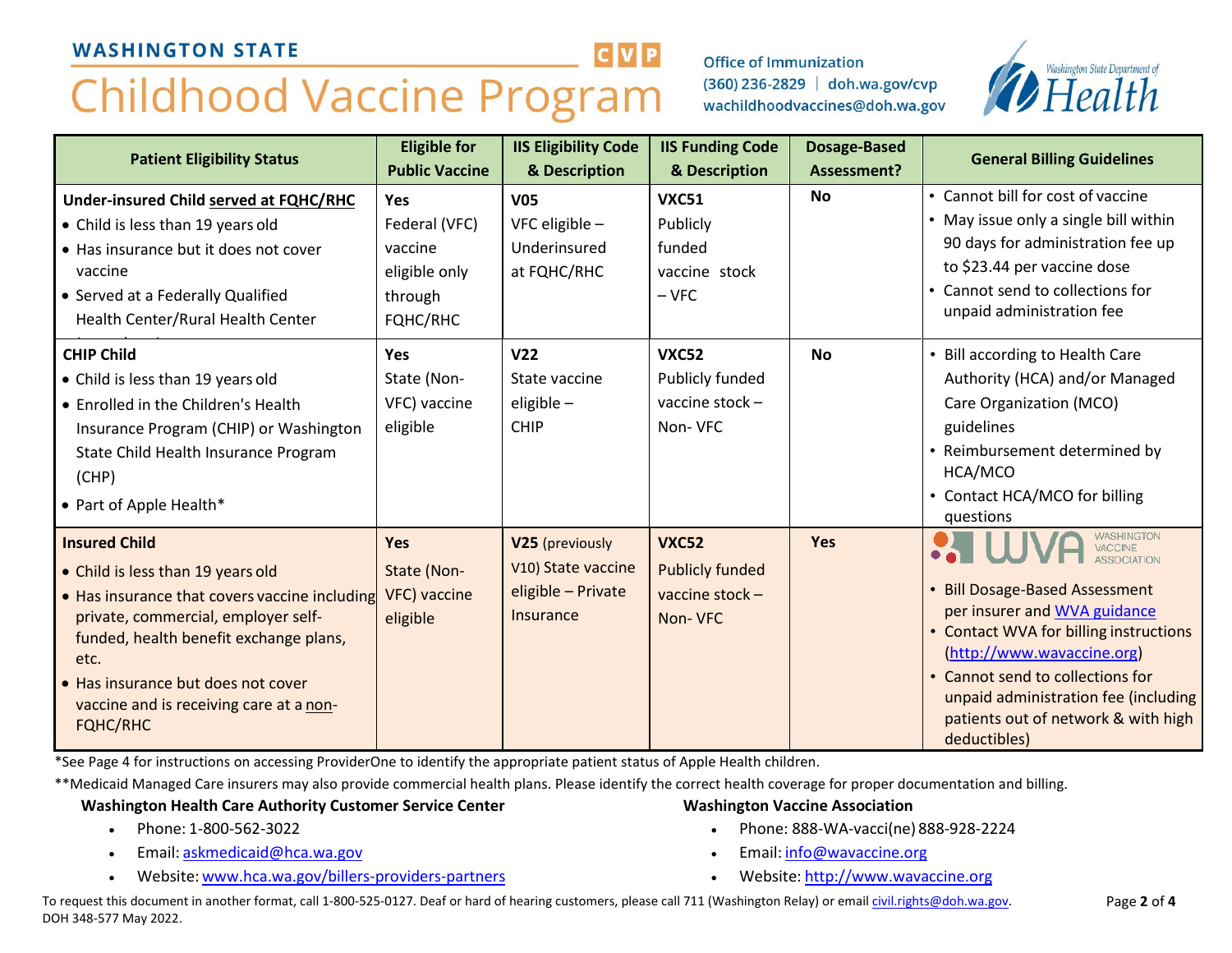# WASHINGTON STATE Childhood Vaccine Program

Office of Immunization
(360) 236-2829 | doh.wa.gov/cvp
wachildhoodvaccines@doh.wa.gov

| Patient Eligibility Status | Eligible for Public Vaccine | IIS Eligibility Code & Description | IIS Funding Code & Description | Dosage-Based Assessment? | General Billing Guidelines |
|---|---|---|---|---|---|
| **Under-insured Child served at FQHC/RHC**<br>• Child is less than 19 years old<br>• Has insurance but it does not cover vaccine<br>• Served at a Federally Qualified Health Center/Rural Health Center | **Yes**<br>Federal (VFC) vaccine eligible only through FQHC/RHC | **V05**<br>VFC eligible – Underinsured at FQHC/RHC | **VXC51**<br>Publicly funded vaccine stock – VFC | **No** | • Cannot bill for cost of vaccine<br>• May issue only a single bill within 90 days for administration fee up to $23.44 per vaccine dose<br>• Cannot send to collections for unpaid administration fee |
| **CHIP Child**<br>• Child is less than 19 years old<br>• Enrolled in the Children's Health Insurance Program (CHIP) or Washington State Child Health Insurance Program (CHP)<br>• Part of Apple Health* | **Yes**<br>State (Non-VFC) vaccine eligible | **V22**<br>State vaccine eligible – CHIP | **VXC52**<br>Publicly funded vaccine stock – Non- VFC | **No** | • Bill according to Health Care Authority (HCA) and/or Managed Care Organization (MCO) guidelines<br>• Reimbursement determined by HCA/MCO<br>• Contact HCA/MCO for billing questions |
| **Insured Child**<br>• Child is less than 19 years old<br>• Has insurance that covers vaccine including private, commercial, employer self-funded, health benefit exchange plans, etc.<br>• Has insurance but does not cover vaccine and is receiving care at a non-FQHC/RHC | **Yes**<br>State (Non-VFC) vaccine eligible | **V25** (previously V10) State vaccine eligible – Private Insurance | **VXC52**<br>Publicly funded vaccine stock – Non- VFC | **Yes** | WVA Washington Vaccine Association<br>• Bill Dosage-Based Assessment per insurer and WVA guidance<br>• Contact WVA for billing instructions (http://www.wavaccine.org)<br>• Cannot send to collections for unpaid administration fee (including patients out of network & with high deductibles) |

*See Page 4 for instructions on accessing ProviderOne to identify the appropriate patient status of Apple Health children.

**Medicaid Managed Care insurers may also provide commercial health plans. Please identify the correct health coverage for proper documentation and billing.

**Washington Health Care Authority Customer Service Center**

- Phone: 1-800-562-3022
- Email: askmedicaid@hca.wa.gov
- Website: www.hca.wa.gov/billers-providers-partners

**Washington Vaccine Association**

- Phone: 888-WA-vacci(ne) 888-928-2224
- Email: info@wavaccine.org
- Website: http://www.wavaccine.org

To request this document in another format, call 1-800-525-0127. Deaf or hard of hearing customers, please call 711 (Washington Relay) or email civil.rights@doh.wa.gov.
DOH 348-577 May 2022.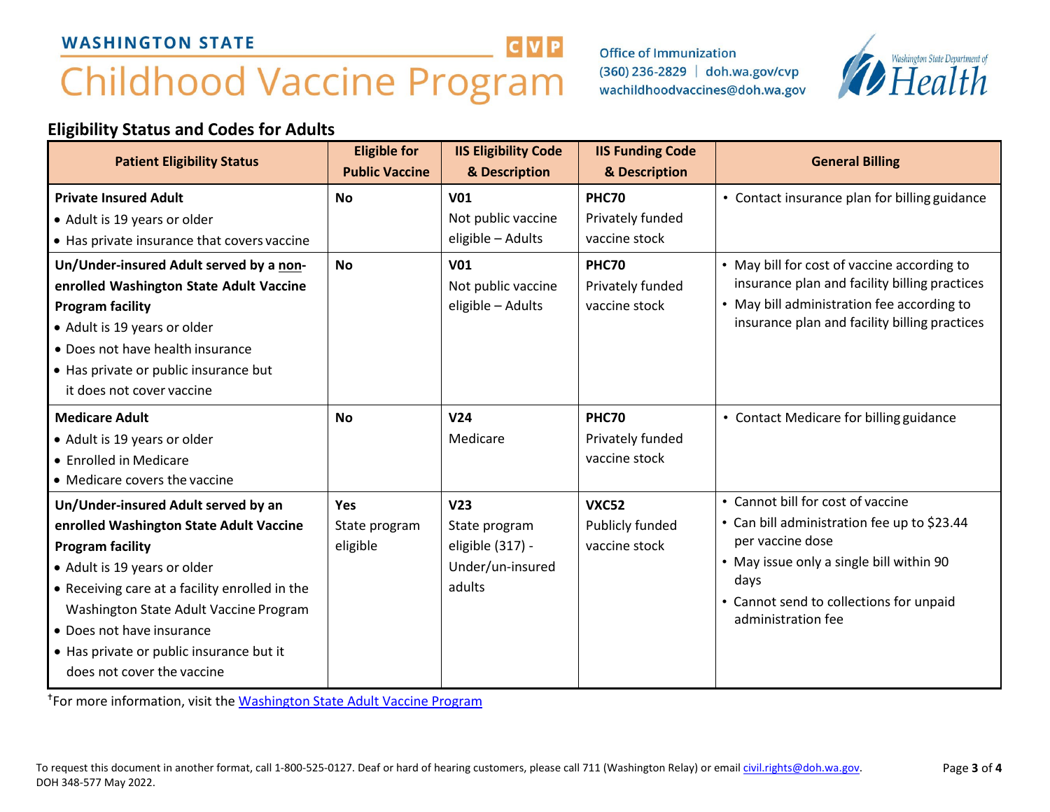WASHINGTON STATE

# Childhood Vaccine Program

Office of Immunization
(360) 236-2829 | doh.wa.gov/cvp
wachildhoodvaccines@doh.wa.gov

## Eligibility Status and Codes for Adults

| Patient Eligibility Status | Eligible for Public Vaccine | IIS Eligibility Code & Description | IIS Funding Code & Description | General Billing |
|---|---|---|---|---|
| **Private Insured Adult**<br>• Adult is 19 years or older<br>• Has private insurance that covers vaccine | **No** | **V01**<br>Not public vaccine eligible – Adults | **PHC70**<br>Privately funded vaccine stock | • Contact insurance plan for billing guidance |
| **Un/Under-insured Adult served by a <u>non</u>-enrolled Washington State Adult Vaccine Program facility**<br>• Adult is 19 years or older<br>• Does not have health insurance<br>• Has private or public insurance but it does not cover vaccine | **No** | **V01**<br>Not public vaccine eligible – Adults | **PHC70**<br>Privately funded vaccine stock | • May bill for cost of vaccine according to insurance plan and facility billing practices<br>• May bill administration fee according to insurance plan and facility billing practices |
| **Medicare Adult**<br>• Adult is 19 years or older<br>• Enrolled in Medicare<br>• Medicare covers the vaccine | **No** | **V24**<br>Medicare | **PHC70**<br>Privately funded vaccine stock | • Contact Medicare for billing guidance |
| **Un/Under-insured Adult served by an enrolled Washington State Adult Vaccine Program facility**<br>• Adult is 19 years or older<br>• Receiving care at a facility enrolled in the Washington State Adult Vaccine Program<br>• Does not have insurance<br>• Has private or public insurance but it does not cover the vaccine | **Yes**<br>State program eligible | **V23**<br>State program eligible (317) - Under/un-insured adults | **VXC52**<br>Publicly funded vaccine stock | • Cannot bill for cost of vaccine<br>• Can bill administration fee up to $23.44 per vaccine dose<br>• May issue only a single bill within 90 days<br>• Cannot send to collections for unpaid administration fee |

[†]For more information, visit the [Washington State Adult Vaccine Program](Washington State Adult Vaccine Program)

To request this document in another format, call 1-800-525-0127. Deaf or hard of hearing customers, please call 711 (Washington Relay) or email civil.rights@doh.wa.gov.
DOH 348-577 May 2022.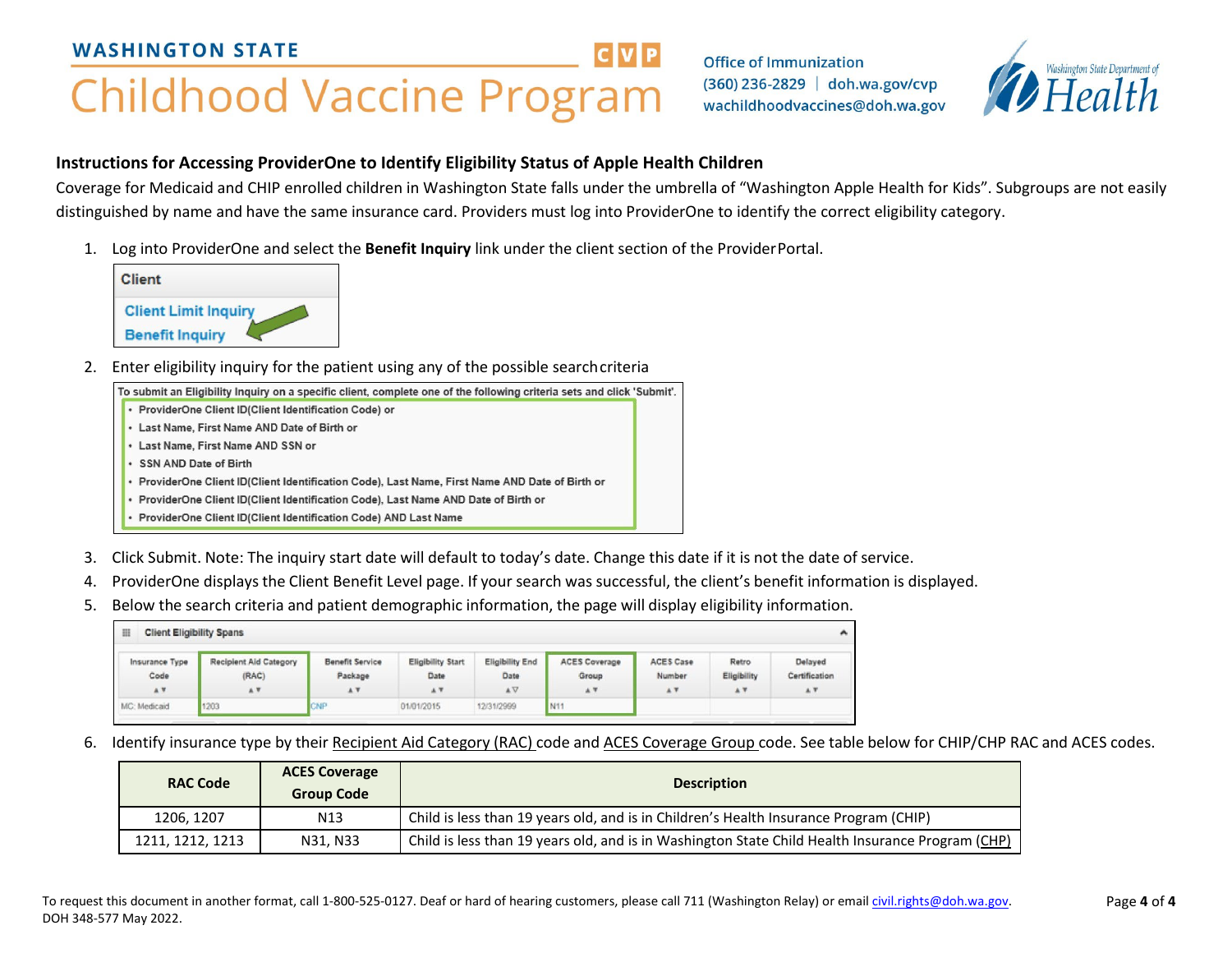### Instructions for Accessing ProviderOne to Identify Eligibility Status of Apple Health Children

Coverage for Medicaid and CHIP enrolled children in Washington State falls under the umbrella of "Washington Apple Health for Kids". Subgroups are not easily distinguished by name and have the same insurance card. Providers must log into ProviderOne to identify the correct eligibility category.

1. Log into ProviderOne and select the **Benefit Inquiry** link under the client section of the Provider Portal.

   Client
   Client Limit Inquiry
   Benefit Inquiry

2. Enter eligibility inquiry for the patient using any of the possible search criteria

   To submit an Eligibility Inquiry on a specific client, complete one of the following criteria sets and click 'Submit'.
   - ProviderOne Client ID(Client Identification Code) or
   - Last Name, First Name AND Date of Birth or
   - Last Name, First Name AND SSN or
   - SSN AND Date of Birth
   - ProviderOne Client ID(Client Identification Code), Last Name, First Name AND Date of Birth or
   - ProviderOne Client ID(Client Identification Code), Last Name AND Date of Birth or
   - ProviderOne Client ID(Client Identification Code) AND Last Name

3. Click Submit. Note: The inquiry start date will default to today's date. Change this date if it is not the date of service.
4. ProviderOne displays the Client Benefit Level page. If your search was successful, the client's benefit information is displayed.
5. Below the search criteria and patient demographic information, the page will display eligibility information.

   Client Eligibility Spans

   | Insurance Type Code | Recipient Aid Category (RAC) | Benefit Service Package | Eligibility Start Date | Eligibility End Date | ACES Coverage Group | ACES Case Number | Retro Eligibility | Delayed Certification |
   |---|---|---|---|---|---|---|---|---|
   | MC: Medicaid | 1203 | CNP | 01/01/2015 | 12/31/2999 | N11 | | | |

6. Identify insurance type by their Recipient Aid Category (RAC) code and ACES Coverage Group code. See table below for CHIP/CHP RAC and ACES codes.

| RAC Code | ACES Coverage Group Code | Description |
|---|---|---|
| 1206, 1207 | N13 | Child is less than 19 years old, and is in Children's Health Insurance Program (CHIP) |
| 1211, 1212, 1213 | N31, N33 | Child is less than 19 years old, and is in Washington State Child Health Insurance Program (CHP) |

To request this document in another format, call 1-800-525-0127. Deaf or hard of hearing customers, please call 711 (Washington Relay) or email civil.rights@doh.wa.gov.
DOH 348-577 May 2022.